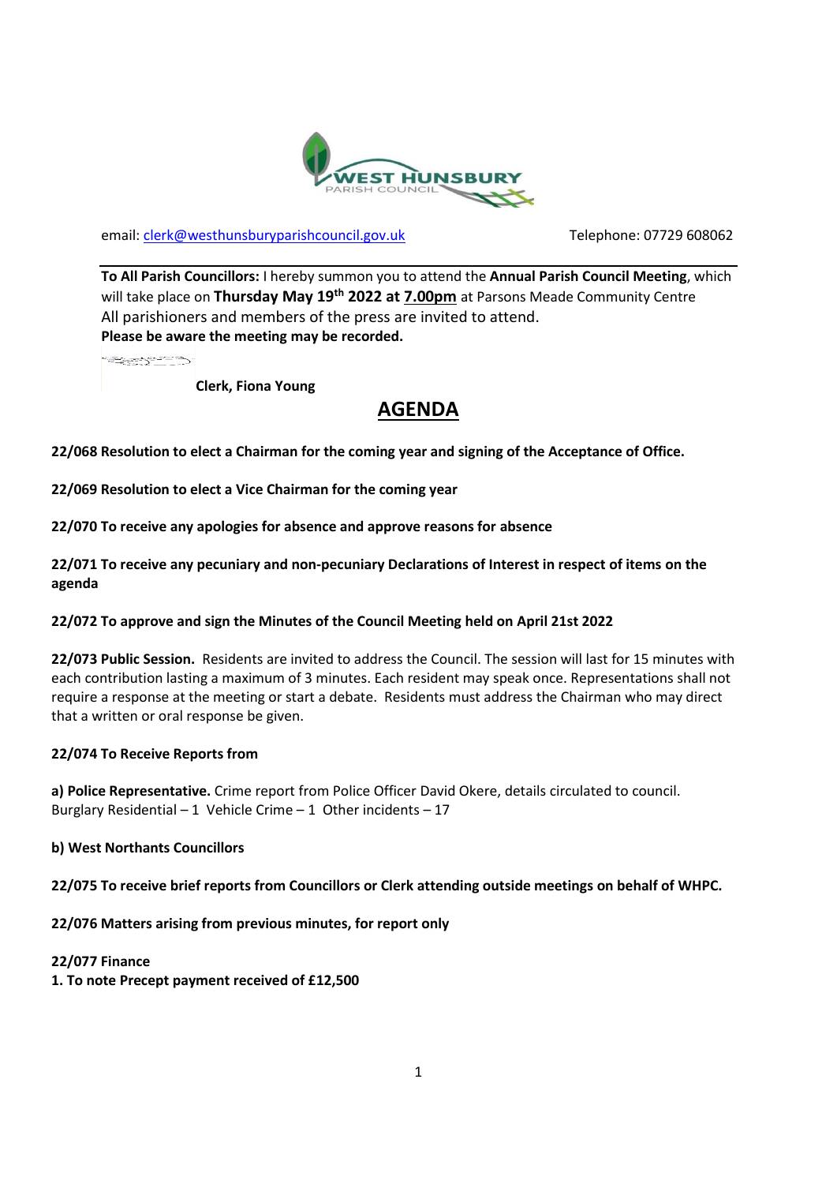WEST HUNSBURY PARISH COUNCIL

email: clerk@westhunsburyparishcouncil.gov.uk Telephone: 07729 608062

**To All Parish Councillors:** I hereby summon you to attend the **Annual Parish Council Meeting**, which will take place on **Thursday May 19th 2022 at 7.00pm** at Parsons Meade Community Centre
All parishioners and members of the press are invited to attend.
**Please be aware the meeting may be recorded.**

**Clerk, Fiona Young**

# AGENDA

**22/068 Resolution to elect a Chairman for the coming year and signing of the Acceptance of Office.**

**22/069 Resolution to elect a Vice Chairman for the coming year**

**22/070 To receive any apologies for absence and approve reasons for absence**

**22/071 To receive any pecuniary and non-pecuniary Declarations of Interest in respect of items on the agenda**

**22/072 To approve and sign the Minutes of the Council Meeting held on April 21st 2022**

**22/073 Public Session.** Residents are invited to address the Council. The session will last for 15 minutes with each contribution lasting a maximum of 3 minutes. Each resident may speak once. Representations shall not require a response at the meeting or start a debate. Residents must address the Chairman who may direct that a written or oral response be given.

**22/074 To Receive Reports from**

**a) Police Representative.** Crime report from Police Officer David Okere, details circulated to council.
Burglary Residential – 1 Vehicle Crime – 1 Other incidents – 17

**b) West Northants Councillors**

**22/075 To receive brief reports from Councillors or Clerk attending outside meetings on behalf of WHPC.**

**22/076 Matters arising from previous minutes, for report only**

**22/077 Finance**
**1. To note Precept payment received of £12,500**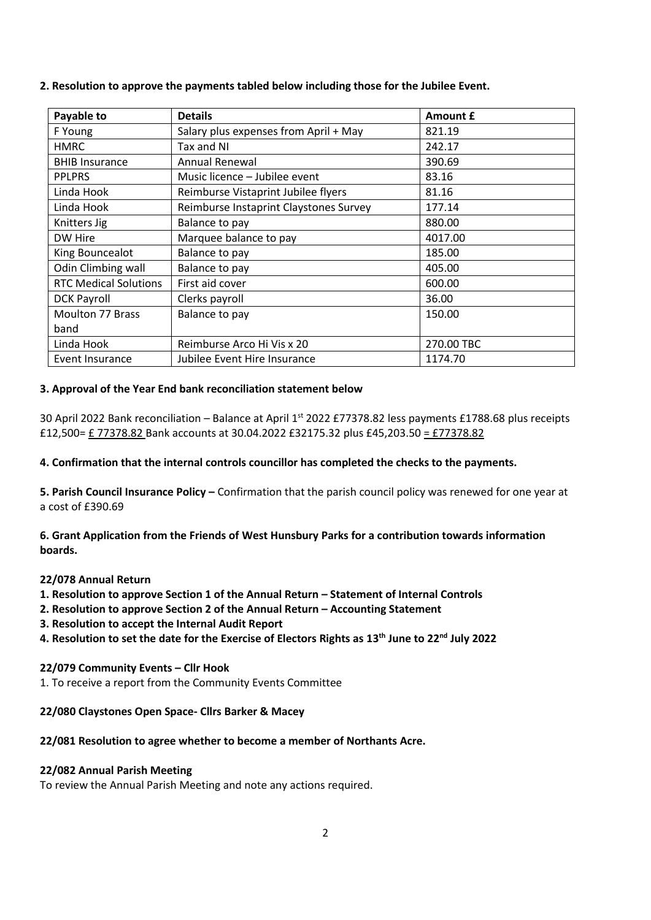**2. Resolution to approve the payments tabled below including those for the Jubilee Event.**

| Payable to | Details | Amount £ |
|---|---|---|
| F Young | Salary plus expenses from April + May | 821.19 |
| HMRC | Tax and NI | 242.17 |
| BHIB Insurance | Annual Renewal | 390.69 |
| PPLPRS | Music licence – Jubilee event | 83.16 |
| Linda Hook | Reimburse Vistaprint Jubilee flyers | 81.16 |
| Linda Hook | Reimburse Instaprint Claystones Survey | 177.14 |
| Knitters Jig | Balance to pay | 880.00 |
| DW Hire | Marquee balance to pay | 4017.00 |
| King Bouncealot | Balance to pay | 185.00 |
| Odin Climbing wall | Balance to pay | 405.00 |
| RTC Medical Solutions | First aid cover | 600.00 |
| DCK Payroll | Clerks payroll | 36.00 |
| Moulton 77 Brass band | Balance to pay | 150.00 |
| Linda Hook | Reimburse Arco Hi Vis x 20 | 270.00 TBC |
| Event Insurance | Jubilee Event Hire Insurance | 1174.70 |

**3. Approval of the Year End bank reconciliation statement below**

30 April 2022 Bank reconciliation – Balance at April 1st 2022 £77378.82 less payments £1788.68 plus receipts £12,500= £ 77378.82 Bank accounts at 30.04.2022 £32175.32 plus £45,203.50 = £77378.82

**4. Confirmation that the internal controls councillor has completed the checks to the payments.**

**5. Parish Council Insurance Policy –** Confirmation that the parish council policy was renewed for one year at a cost of £390.69

**6. Grant Application from the Friends of West Hunsbury Parks for a contribution towards information boards.**

**22/078 Annual Return**

**1. Resolution to approve Section 1 of the Annual Return – Statement of Internal Controls**

**2. Resolution to approve Section 2 of the Annual Return – Accounting Statement**

**3. Resolution to accept the Internal Audit Report**

**4. Resolution to set the date for the Exercise of Electors Rights as 13th June to 22nd July 2022**

**22/079 Community Events – Cllr Hook**

1. To receive a report from the Community Events Committee

**22/080 Claystones Open Space- Cllrs Barker & Macey**

**22/081 Resolution to agree whether to become a member of Northants Acre.**

**22/082 Annual Parish Meeting**

To review the Annual Parish Meeting and note any actions required.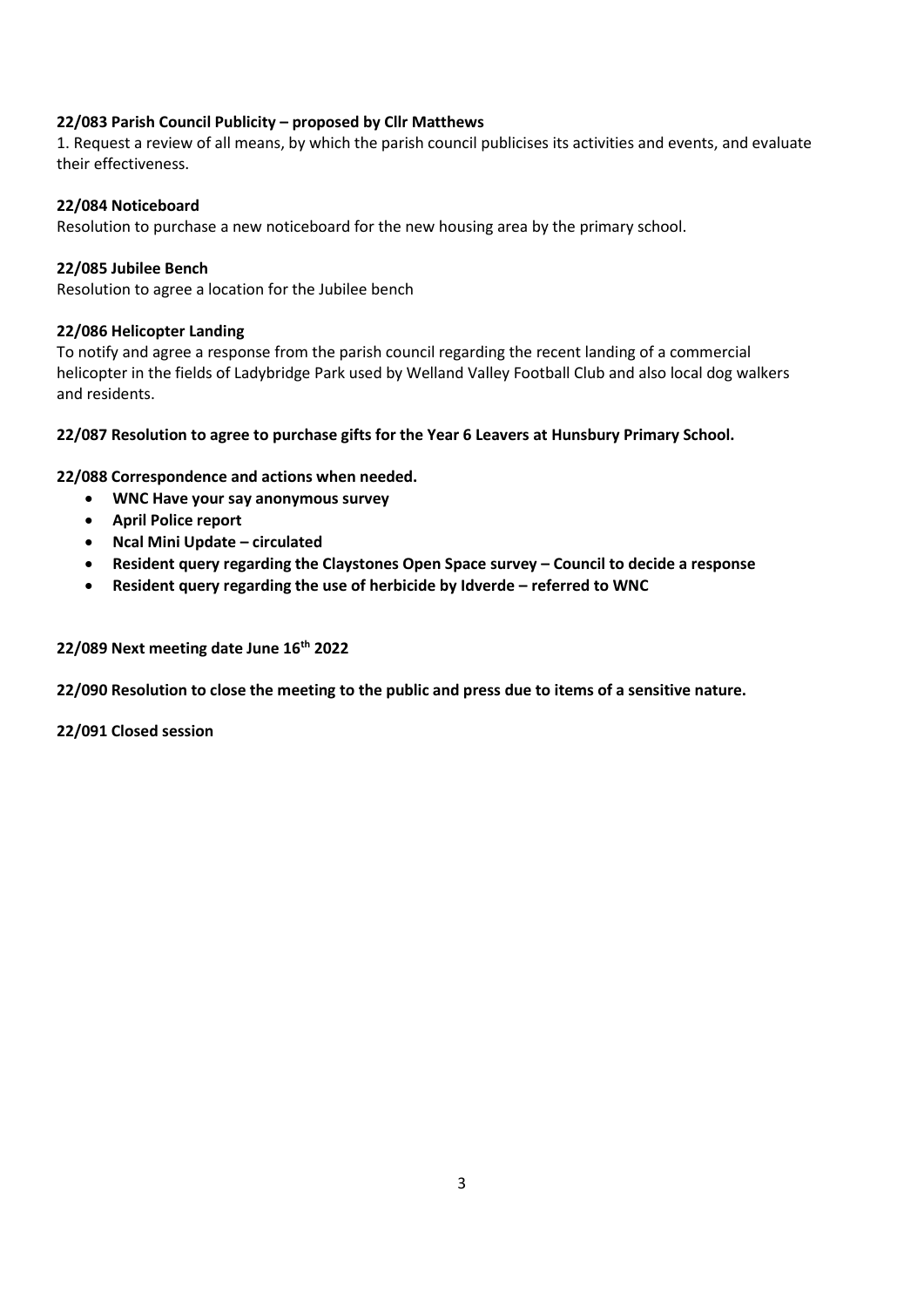**22/083 Parish Council Publicity – proposed by Cllr Matthews**

1. Request a review of all means, by which the parish council publicises its activities and events, and evaluate their effectiveness.

**22/084 Noticeboard**

Resolution to purchase a new noticeboard for the new housing area by the primary school.

**22/085 Jubilee Bench**

Resolution to agree a location for the Jubilee bench

**22/086 Helicopter Landing**

To notify and agree a response from the parish council regarding the recent landing of a commercial helicopter in the fields of Ladybridge Park used by Welland Valley Football Club and also local dog walkers and residents.

**22/087 Resolution to agree to purchase gifts for the Year 6 Leavers at Hunsbury Primary School.**

**22/088 Correspondence and actions when needed.**

- **WNC Have your say anonymous survey**
- **April Police report**
- **Ncal Mini Update – circulated**
- **Resident query regarding the Claystones Open Space survey – Council to decide a response**
- **Resident query regarding the use of herbicide by Idverde – referred to WNC**

**22/089 Next meeting date June 16th 2022**

**22/090 Resolution to close the meeting to the public and press due to items of a sensitive nature.**

**22/091 Closed session**